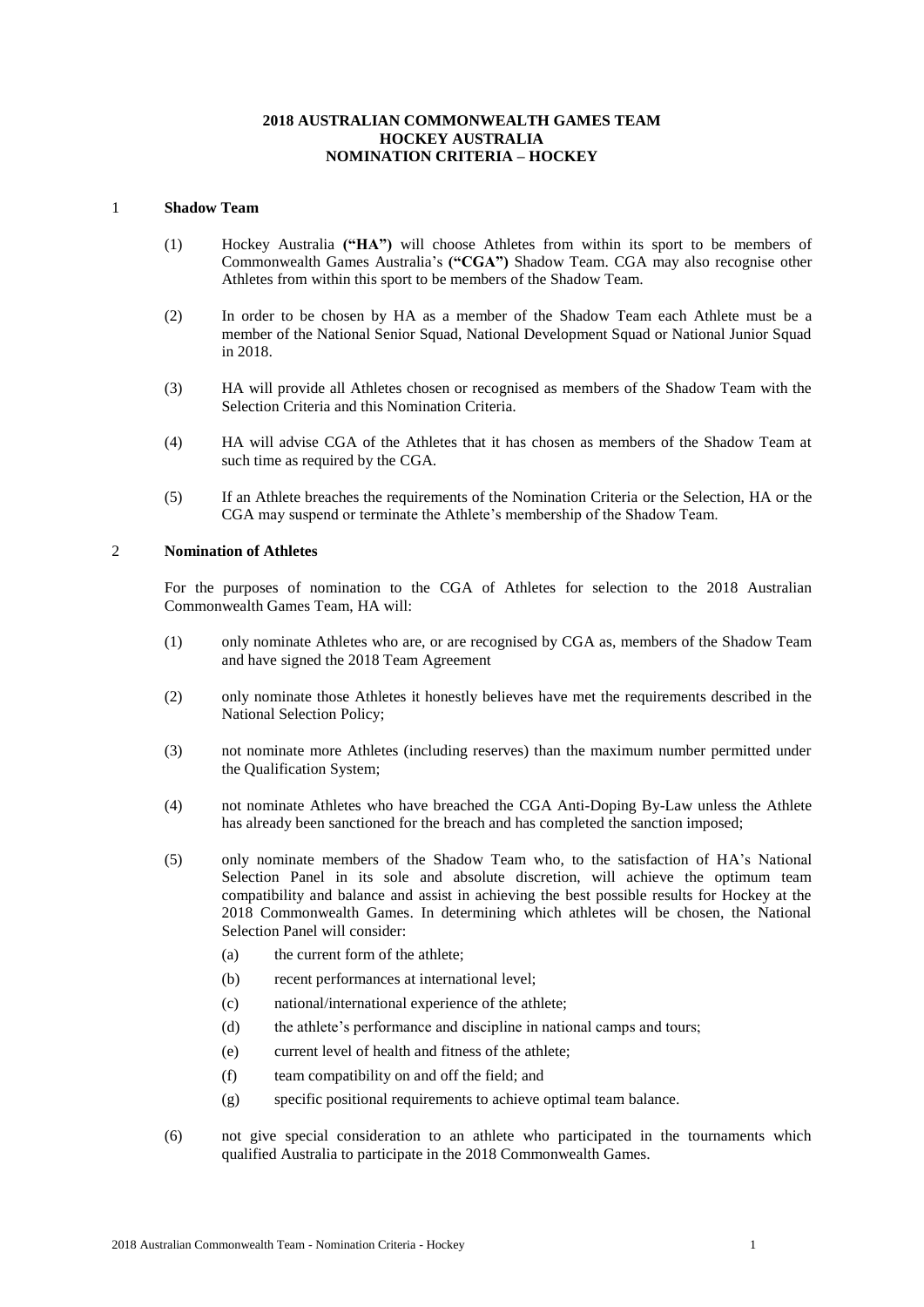**2018 AUSTRALIAN COMMONWEALTH GAMES TEAM**
**HOCKEY AUSTRALIA**
**NOMINATION CRITERIA – HOCKEY**

## 1 Shadow Team

(1) Hockey Australia **("HA")** will choose Athletes from within its sport to be members of Commonwealth Games Australia's **("CGA")** Shadow Team. CGA may also recognise other Athletes from within this sport to be members of the Shadow Team.

(2) In order to be chosen by HA as a member of the Shadow Team each Athlete must be a member of the National Senior Squad, National Development Squad or National Junior Squad in 2018.

(3) HA will provide all Athletes chosen or recognised as members of the Shadow Team with the Selection Criteria and this Nomination Criteria.

(4) HA will advise CGA of the Athletes that it has chosen as members of the Shadow Team at such time as required by the CGA.

(5) If an Athlete breaches the requirements of the Nomination Criteria or the Selection, HA or the CGA may suspend or terminate the Athlete's membership of the Shadow Team.

## 2 Nomination of Athletes

For the purposes of nomination to the CGA of Athletes for selection to the 2018 Australian Commonwealth Games Team, HA will:

(1) only nominate Athletes who are, or are recognised by CGA as, members of the Shadow Team and have signed the 2018 Team Agreement

(2) only nominate those Athletes it honestly believes have met the requirements described in the National Selection Policy;

(3) not nominate more Athletes (including reserves) than the maximum number permitted under the Qualification System;

(4) not nominate Athletes who have breached the CGA Anti-Doping By-Law unless the Athlete has already been sanctioned for the breach and has completed the sanction imposed;

(5) only nominate members of the Shadow Team who, to the satisfaction of HA's National Selection Panel in its sole and absolute discretion, will achieve the optimum team compatibility and balance and assist in achieving the best possible results for Hockey at the 2018 Commonwealth Games. In determining which athletes will be chosen, the National Selection Panel will consider:

   (a) the current form of the athlete;

   (b) recent performances at international level;

   (c) national/international experience of the athlete;

   (d) the athlete's performance and discipline in national camps and tours;

   (e) current level of health and fitness of the athlete;

   (f) team compatibility on and off the field; and

   (g) specific positional requirements to achieve optimal team balance.

(6) not give special consideration to an athlete who participated in the tournaments which qualified Australia to participate in the 2018 Commonwealth Games.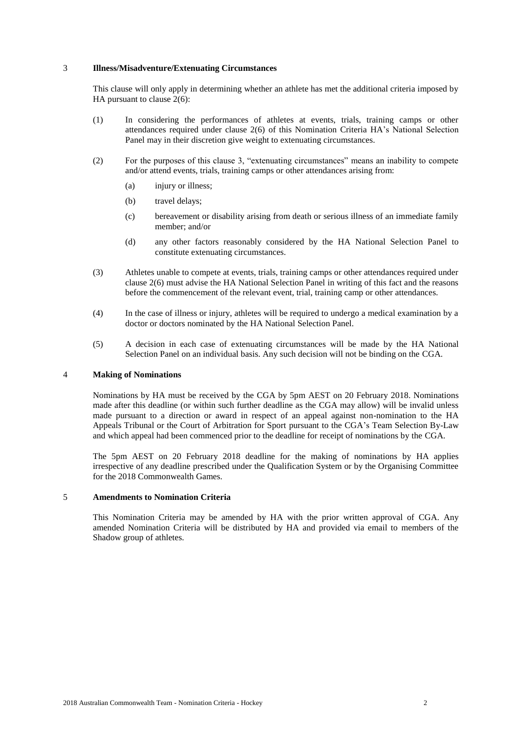## 3 Illness/Misadventure/Extenuating Circumstances

This clause will only apply in determining whether an athlete has met the additional criteria imposed by HA pursuant to clause 2(6):

(1) In considering the performances of athletes at events, trials, training camps or other attendances required under clause 2(6) of this Nomination Criteria HA's National Selection Panel may in their discretion give weight to extenuating circumstances.

(2) For the purposes of this clause 3, "extenuating circumstances" means an inability to compete and/or attend events, trials, training camps or other attendances arising from:

  (a) injury or illness;

  (b) travel delays;

  (c) bereavement or disability arising from death or serious illness of an immediate family member; and/or

  (d) any other factors reasonably considered by the HA National Selection Panel to constitute extenuating circumstances.

(3) Athletes unable to compete at events, trials, training camps or other attendances required under clause 2(6) must advise the HA National Selection Panel in writing of this fact and the reasons before the commencement of the relevant event, trial, training camp or other attendances.

(4) In the case of illness or injury, athletes will be required to undergo a medical examination by a doctor or doctors nominated by the HA National Selection Panel.

(5) A decision in each case of extenuating circumstances will be made by the HA National Selection Panel on an individual basis. Any such decision will not be binding on the CGA.

## 4 Making of Nominations

Nominations by HA must be received by the CGA by 5pm AEST on 20 February 2018. Nominations made after this deadline (or within such further deadline as the CGA may allow) will be invalid unless made pursuant to a direction or award in respect of an appeal against non-nomination to the HA Appeals Tribunal or the Court of Arbitration for Sport pursuant to the CGA's Team Selection By-Law and which appeal had been commenced prior to the deadline for receipt of nominations by the CGA.

The 5pm AEST on 20 February 2018 deadline for the making of nominations by HA applies irrespective of any deadline prescribed under the Qualification System or by the Organising Committee for the 2018 Commonwealth Games.

## 5 Amendments to Nomination Criteria

This Nomination Criteria may be amended by HA with the prior written approval of CGA. Any amended Nomination Criteria will be distributed by HA and provided via email to members of the Shadow group of athletes.